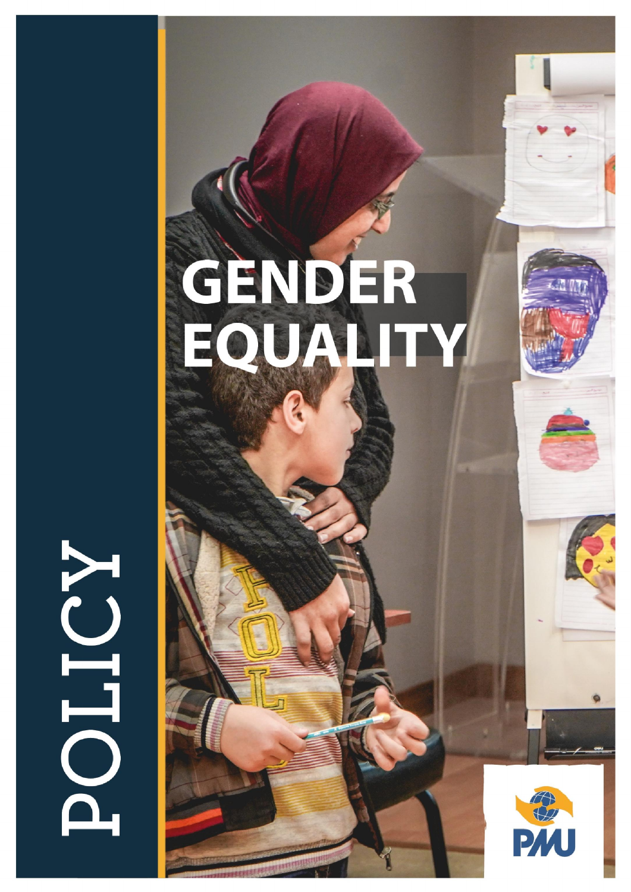# GENDER EQUALITY

POLICY

PMU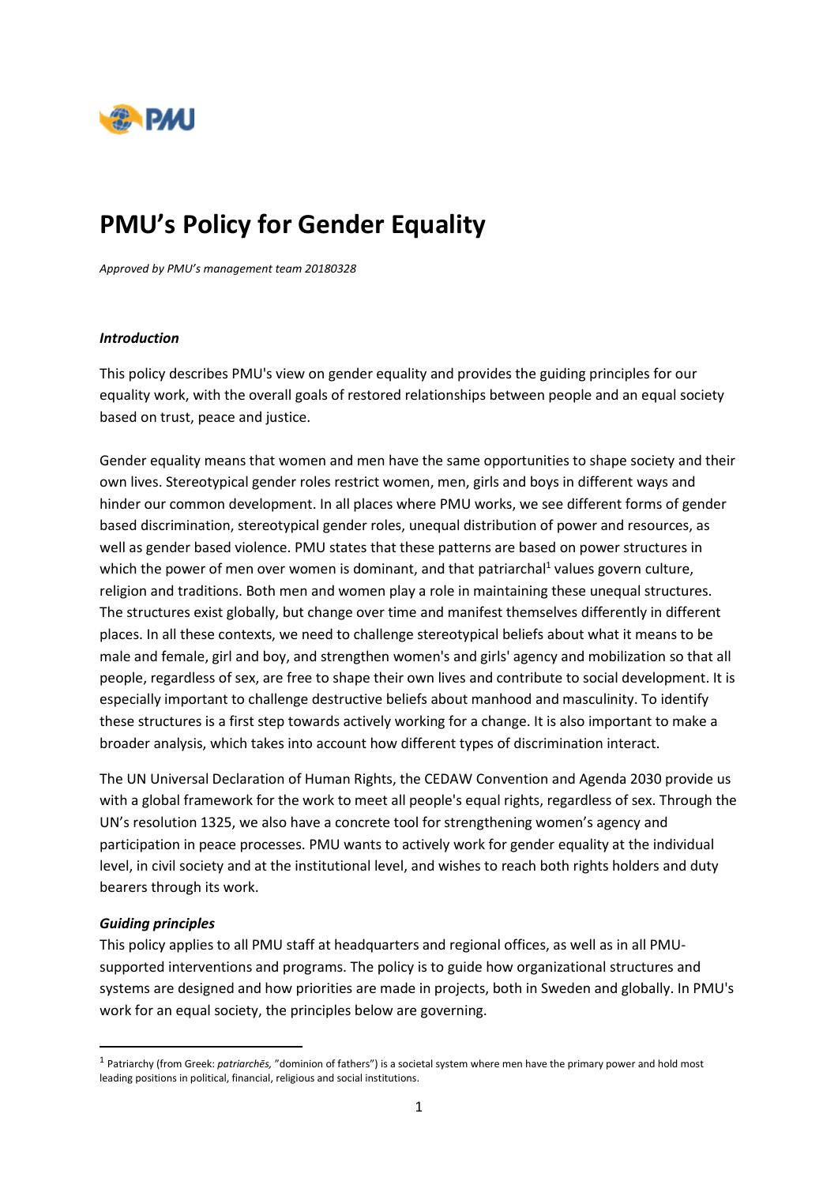# PMU's Policy for Gender Equality

*Approved by PMU's management team 20180328*

***Introduction***

This policy describes PMU's view on gender equality and provides the guiding principles for our equality work, with the overall goals of restored relationships between people and an equal society based on trust, peace and justice.

Gender equality means that women and men have the same opportunities to shape society and their own lives. Stereotypical gender roles restrict women, men, girls and boys in different ways and hinder our common development. In all places where PMU works, we see different forms of gender based discrimination, stereotypical gender roles, unequal distribution of power and resources, as well as gender based violence. PMU states that these patterns are based on power structures in which the power of men over women is dominant, and that patriarchal[1] values govern culture, religion and traditions. Both men and women play a role in maintaining these unequal structures. The structures exist globally, but change over time and manifest themselves differently in different places. In all these contexts, we need to challenge stereotypical beliefs about what it means to be male and female, girl and boy, and strengthen women's and girls' agency and mobilization so that all people, regardless of sex, are free to shape their own lives and contribute to social development. It is especially important to challenge destructive beliefs about manhood and masculinity. To identify these structures is a first step towards actively working for a change. It is also important to make a broader analysis, which takes into account how different types of discrimination interact.

The UN Universal Declaration of Human Rights, the CEDAW Convention and Agenda 2030 provide us with a global framework for the work to meet all people's equal rights, regardless of sex. Through the UN's resolution 1325, we also have a concrete tool for strengthening women's agency and participation in peace processes. PMU wants to actively work for gender equality at the individual level, in civil society and at the institutional level, and wishes to reach both rights holders and duty bearers through its work.

***Guiding principles***

This policy applies to all PMU staff at headquarters and regional offices, as well as in all PMU-supported interventions and programs. The policy is to guide how organizational structures and systems are designed and how priorities are made in projects, both in Sweden and globally. In PMU's work for an equal society, the principles below are governing.

[1] Patriarchy (from Greek: *patriarchēs,* "dominion of fathers") is a societal system where men have the primary power and hold most leading positions in political, financial, religious and social institutions.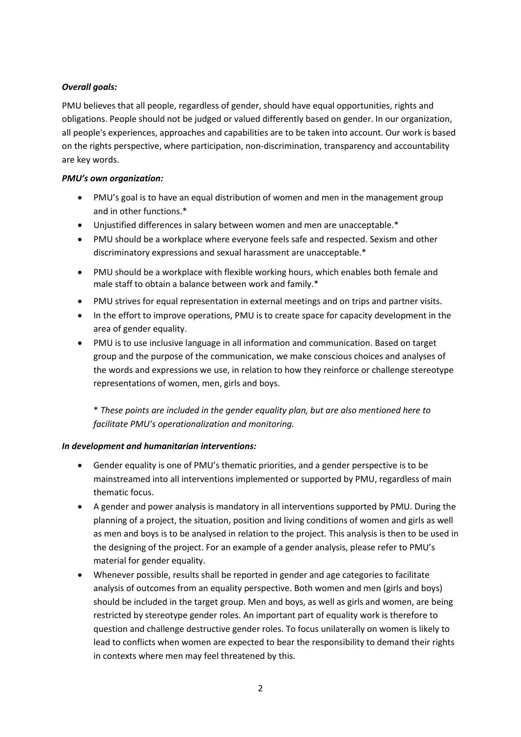***Overall goals:***

PMU believes that all people, regardless of gender, should have equal opportunities, rights and obligations. People should not be judged or valued differently based on gender. In our organization, all people's experiences, approaches and capabilities are to be taken into account. Our work is based on the rights perspective, where participation, non-discrimination, transparency and accountability are key words.

***PMU's own organization:***

- PMU's goal is to have an equal distribution of women and men in the management group and in other functions.*
- Unjustified differences in salary between women and men are unacceptable.*
- PMU should be a workplace where everyone feels safe and respected. Sexism and other discriminatory expressions and sexual harassment are unacceptable.*
- PMU should be a workplace with flexible working hours, which enables both female and male staff to obtain a balance between work and family.*
- PMU strives for equal representation in external meetings and on trips and partner visits.
- In the effort to improve operations, PMU is to create space for capacity development in the area of gender equality.
- PMU is to use inclusive language in all information and communication. Based on target group and the purpose of the communication, we make conscious choices and analyses of the words and expressions we use, in relation to how they reinforce or challenge stereotype representations of women, men, girls and boys.

*\* These points are included in the gender equality plan, but are also mentioned here to facilitate PMU's operationalization and monitoring.*

***In development and humanitarian interventions:***

- Gender equality is one of PMU's thematic priorities, and a gender perspective is to be mainstreamed into all interventions implemented or supported by PMU, regardless of main thematic focus.
- A gender and power analysis is mandatory in all interventions supported by PMU. During the planning of a project, the situation, position and living conditions of women and girls as well as men and boys is to be analysed in relation to the project. This analysis is then to be used in the designing of the project. For an example of a gender analysis, please refer to PMU's material for gender equality.
- Whenever possible, results shall be reported in gender and age categories to facilitate analysis of outcomes from an equality perspective. Both women and men (girls and boys) should be included in the target group. Men and boys, as well as girls and women, are being restricted by stereotype gender roles. An important part of equality work is therefore to question and challenge destructive gender roles. To focus unilaterally on women is likely to lead to conflicts when women are expected to bear the responsibility to demand their rights in contexts where men may feel threatened by this.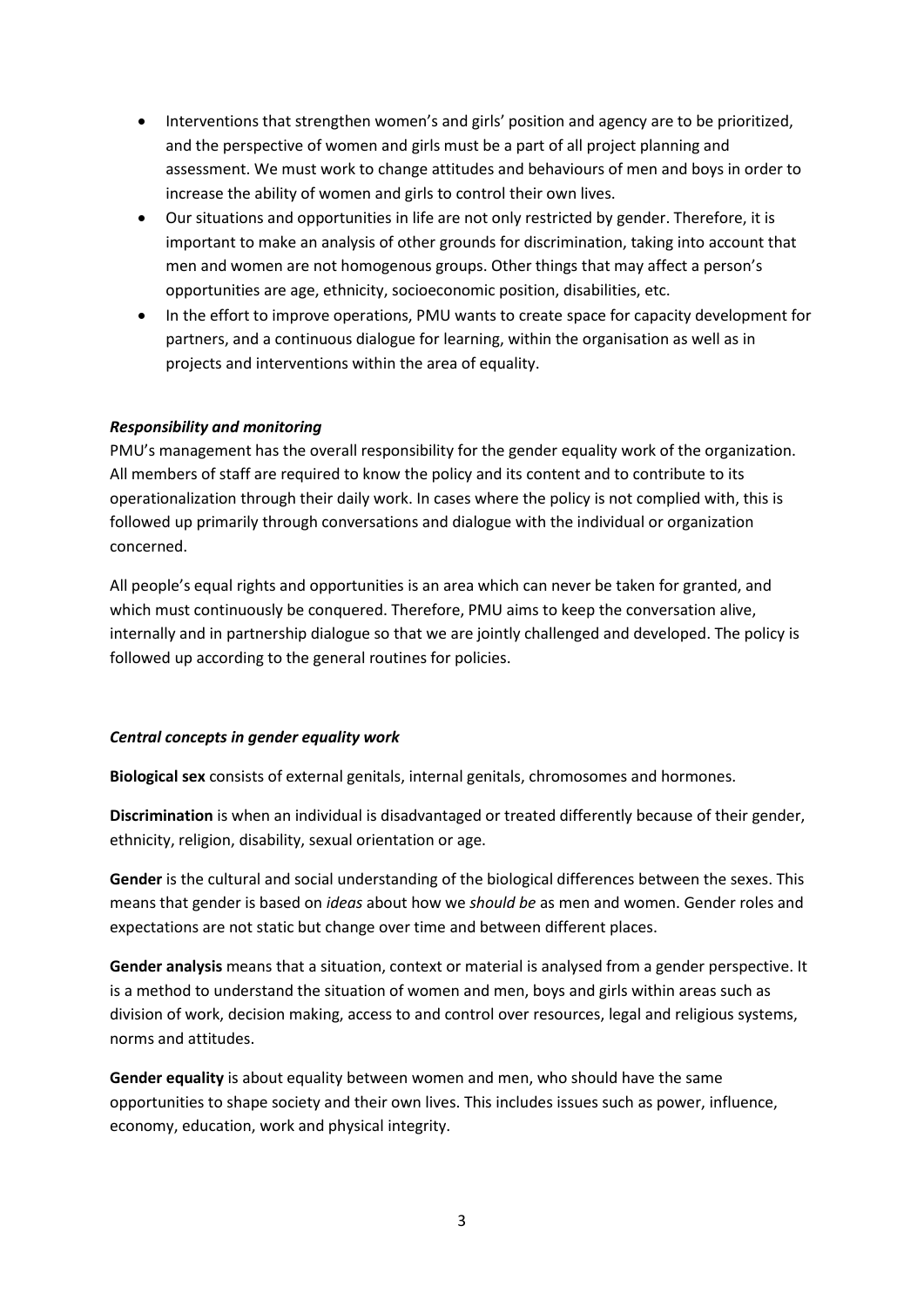- Interventions that strengthen women's and girls' position and agency are to be prioritized, and the perspective of women and girls must be a part of all project planning and assessment. We must work to change attitudes and behaviours of men and boys in order to increase the ability of women and girls to control their own lives.
- Our situations and opportunities in life are not only restricted by gender. Therefore, it is important to make an analysis of other grounds for discrimination, taking into account that men and women are not homogenous groups. Other things that may affect a person's opportunities are age, ethnicity, socioeconomic position, disabilities, etc.
- In the effort to improve operations, PMU wants to create space for capacity development for partners, and a continuous dialogue for learning, within the organisation as well as in projects and interventions within the area of equality.

***Responsibility and monitoring***

PMU's management has the overall responsibility for the gender equality work of the organization. All members of staff are required to know the policy and its content and to contribute to its operationalization through their daily work. In cases where the policy is not complied with, this is followed up primarily through conversations and dialogue with the individual or organization concerned.

All people's equal rights and opportunities is an area which can never be taken for granted, and which must continuously be conquered. Therefore, PMU aims to keep the conversation alive, internally and in partnership dialogue so that we are jointly challenged and developed. The policy is followed up according to the general routines for policies.

***Central concepts in gender equality work***

**Biological sex** consists of external genitals, internal genitals, chromosomes and hormones.

**Discrimination** is when an individual is disadvantaged or treated differently because of their gender, ethnicity, religion, disability, sexual orientation or age.

**Gender** is the cultural and social understanding of the biological differences between the sexes. This means that gender is based on *ideas* about how we *should be* as men and women. Gender roles and expectations are not static but change over time and between different places.

**Gender analysis** means that a situation, context or material is analysed from a gender perspective. It is a method to understand the situation of women and men, boys and girls within areas such as division of work, decision making, access to and control over resources, legal and religious systems, norms and attitudes.

**Gender equality** is about equality between women and men, who should have the same opportunities to shape society and their own lives. This includes issues such as power, influence, economy, education, work and physical integrity.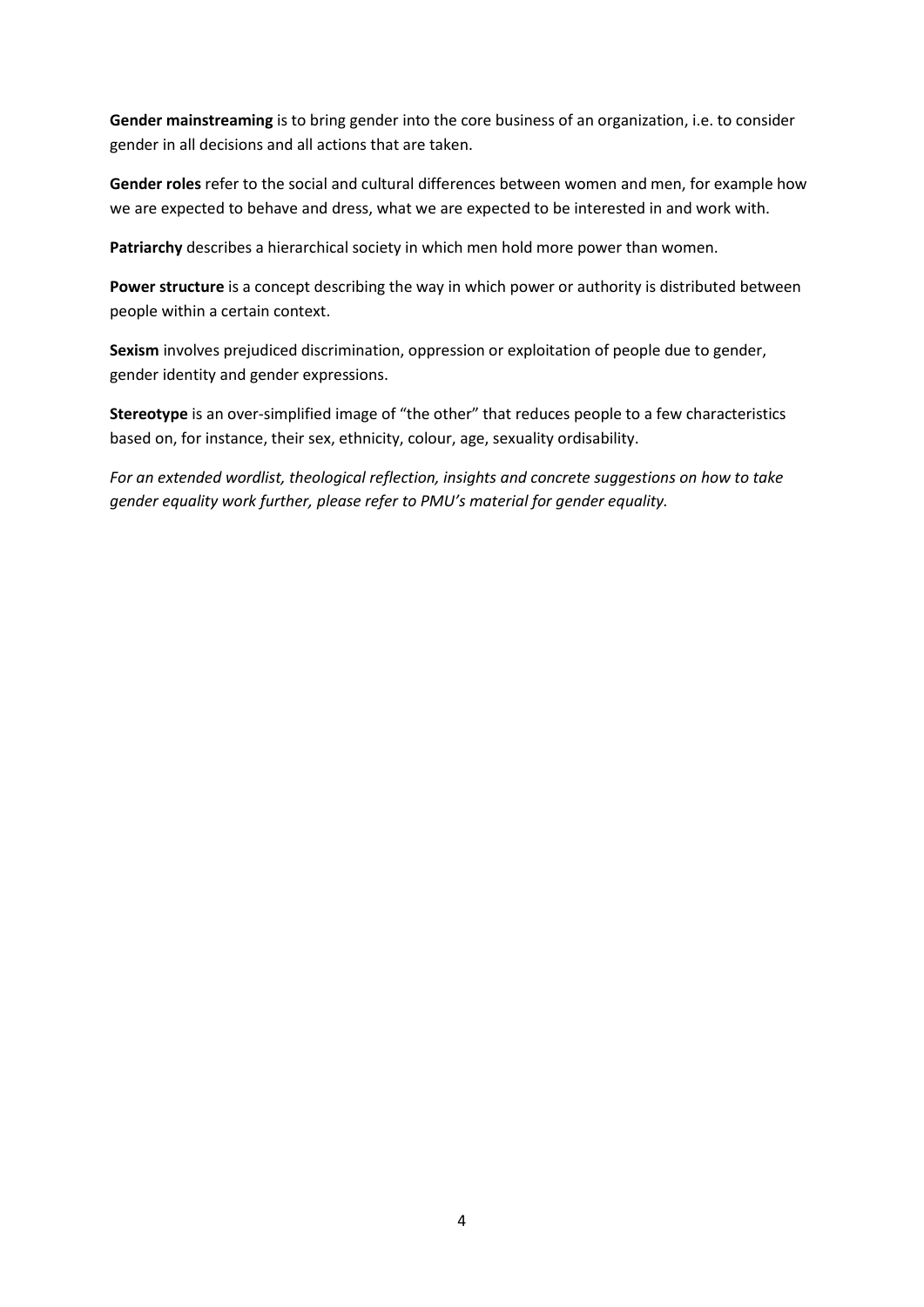**Gender mainstreaming** is to bring gender into the core business of an organization, i.e. to consider gender in all decisions and all actions that are taken.

**Gender roles** refer to the social and cultural differences between women and men, for example how we are expected to behave and dress, what we are expected to be interested in and work with.

**Patriarchy** describes a hierarchical society in which men hold more power than women.

**Power structure** is a concept describing the way in which power or authority is distributed between people within a certain context.

**Sexism** involves prejudiced discrimination, oppression or exploitation of people due to gender, gender identity and gender expressions.

**Stereotype** is an over-simplified image of "the other" that reduces people to a few characteristics based on, for instance, their sex, ethnicity, colour, age, sexuality ordisability.

*For an extended wordlist, theological reflection, insights and concrete suggestions on how to take gender equality work further, please refer to PMU's material for gender equality.*